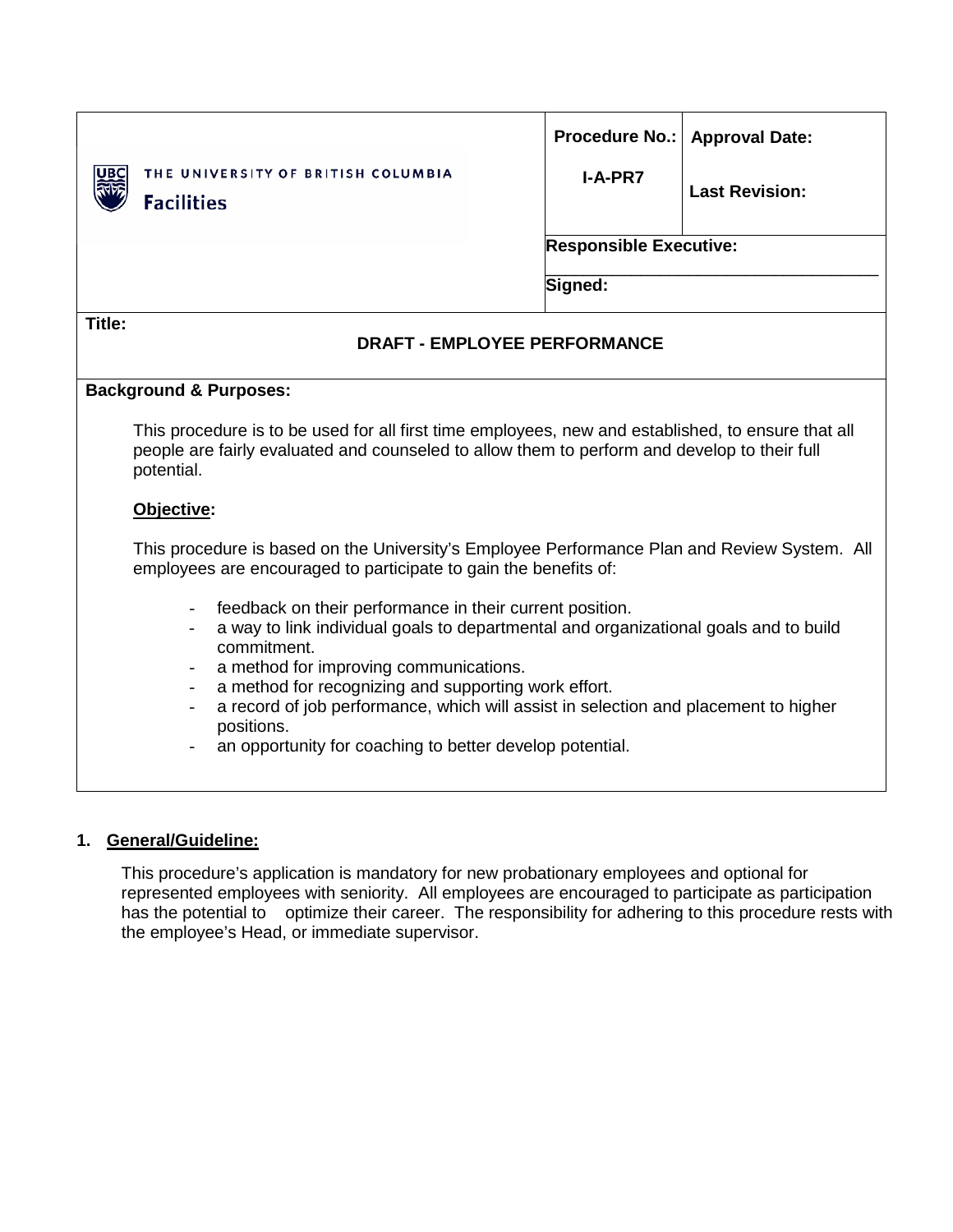| THE UNIVERSITY OF BRITISH COLUMBIA Facilities | **Procedure No.:** I-A-PR7 | **Approval Date:** <br> **Last Revision:** |
|---|---|---|
| | **Responsible Executive:** | |
| | **Signed:** | |

**Title:**

**DRAFT - EMPLOYEE PERFORMANCE**

**Background & Purposes:**

This procedure is to be used for all first time employees, new and established, to ensure that all people are fairly evaluated and counseled to allow them to perform and develop to their full potential.

**Objective:**

This procedure is based on the University's Employee Performance Plan and Review System. All employees are encouraged to participate to gain the benefits of:

- feedback on their performance in their current position.
- a way to link individual goals to departmental and organizational goals and to build commitment.
- a method for improving communications.
- a method for recognizing and supporting work effort.
- a record of job performance, which will assist in selection and placement to higher positions.
- an opportunity for coaching to better develop potential.

## 1. General/Guideline:

This procedure's application is mandatory for new probationary employees and optional for represented employees with seniority. All employees are encouraged to participate as participation has the potential to optimize their career. The responsibility for adhering to this procedure rests with the employee's Head, or immediate supervisor.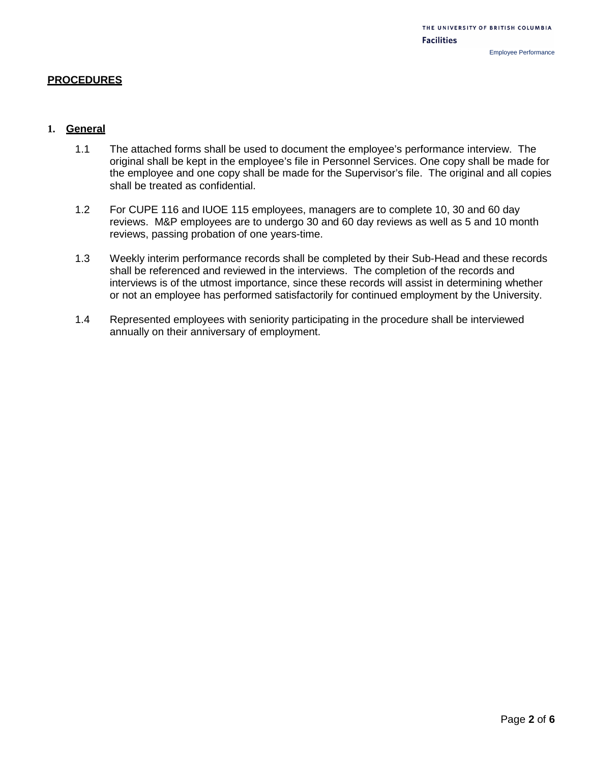## PROCEDURES

### 1. General

1.1 The attached forms shall be used to document the employee's performance interview. The original shall be kept in the employee's file in Personnel Services. One copy shall be made for the employee and one copy shall be made for the Supervisor's file. The original and all copies shall be treated as confidential.

1.2 For CUPE 116 and IUOE 115 employees, managers are to complete 10, 30 and 60 day reviews. M&P employees are to undergo 30 and 60 day reviews as well as 5 and 10 month reviews, passing probation of one years-time.

1.3 Weekly interim performance records shall be completed by their Sub-Head and these records shall be referenced and reviewed in the interviews. The completion of the records and interviews is of the utmost importance, since these records will assist in determining whether or not an employee has performed satisfactorily for continued employment by the University.

1.4 Represented employees with seniority participating in the procedure shall be interviewed annually on their anniversary of employment.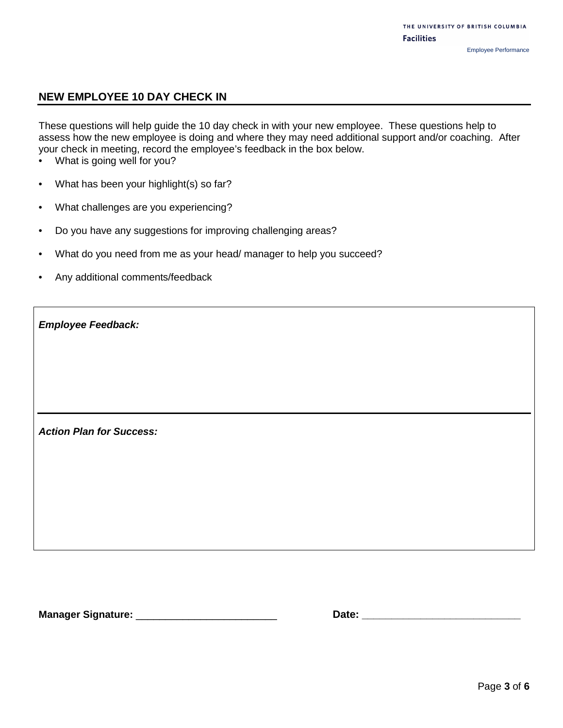## NEW EMPLOYEE 10 DAY CHECK IN

These questions will help guide the 10 day check in with your new employee. These questions help to assess how the new employee is doing and where they may need additional support and/or coaching. After your check in meeting, record the employee's feedback in the box below.

- What is going well for you?
- What has been your highlight(s) so far?
- What challenges are you experiencing?
- Do you have any suggestions for improving challenging areas?
- What do you need from me as your head/ manager to help you succeed?
- Any additional comments/feedback

***Employee Feedback:***

***Action Plan for Success:***

**Manager Signature:** _________________________ **Date:** ____________________________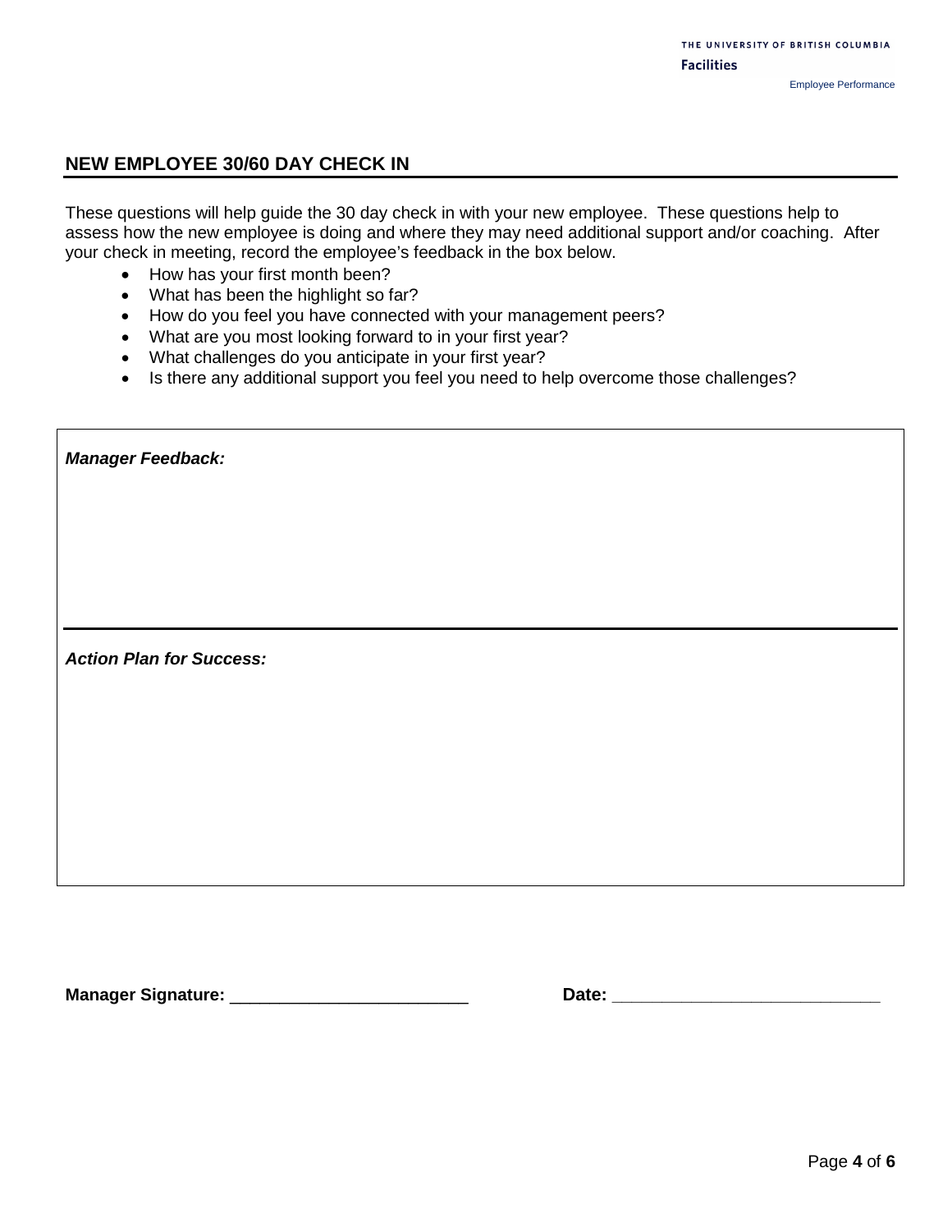## NEW EMPLOYEE 30/60 DAY CHECK IN

These questions will help guide the 30 day check in with your new employee. These questions help to assess how the new employee is doing and where they may need additional support and/or coaching. After your check in meeting, record the employee's feedback in the box below.

- How has your first month been?
- What has been the highlight so far?
- How do you feel you have connected with your management peers?
- What are you most looking forward to in your first year?
- What challenges do you anticipate in your first year?
- Is there any additional support you feel you need to help overcome those challenges?

| ***Manager Feedback:*** |
|---|
| ***Action Plan for Success:*** |

**Manager Signature:** \_\_\_\_\_\_\_\_\_\_\_\_\_\_\_\_\_\_\_\_\_\_\_\_\_\_ **Date:** \_\_\_\_\_\_\_\_\_\_\_\_\_\_\_\_\_\_\_\_\_\_\_\_\_\_\_\_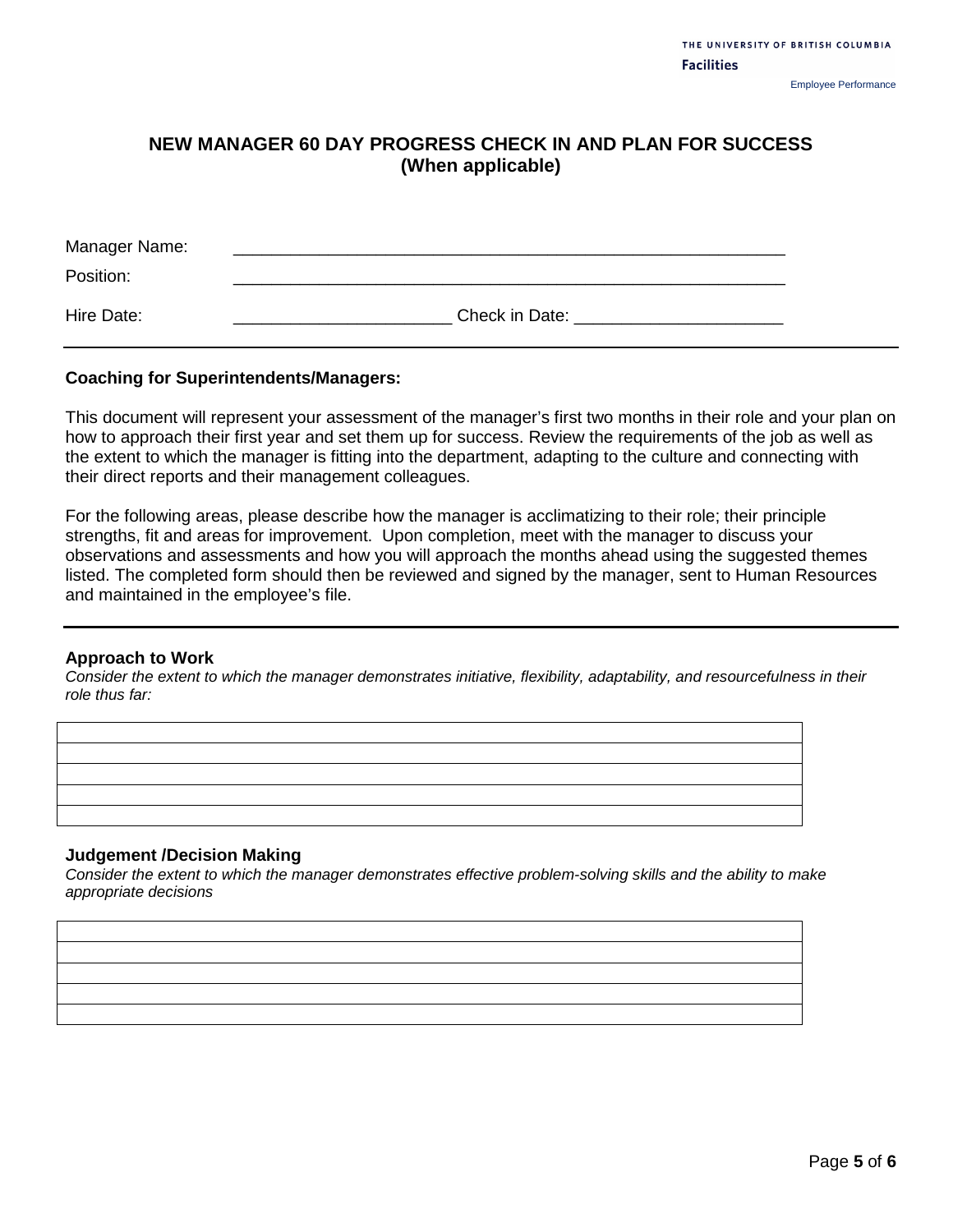# NEW MANAGER 60 DAY PROGRESS CHECK IN AND PLAN FOR SUCCESS (When applicable)

Manager Name: ____________________________________________________________

Position: ____________________________________________________________

Hire Date: _______________________ Check in Date: ______________________

---

**Coaching for Superintendents/Managers:**

This document will represent your assessment of the manager's first two months in their role and your plan on how to approach their first year and set them up for success. Review the requirements of the job as well as the extent to which the manager is fitting into the department, adapting to the culture and connecting with their direct reports and their management colleagues.

For the following areas, please describe how the manager is acclimatizing to their role; their principle strengths, fit and areas for improvement. Upon completion, meet with the manager to discuss your observations and assessments and how you will approach the months ahead using the suggested themes listed. The completed form should then be reviewed and signed by the manager, sent to Human Resources and maintained in the employee's file.

---

**Approach to Work**

*Consider the extent to which the manager demonstrates initiative, flexibility, adaptability, and resourcefulness in their role thus far:*

| |
|---|
| |
| |
| |
| |
| |

**Judgement /Decision Making**

*Consider the extent to which the manager demonstrates effective problem-solving skills and the ability to make appropriate decisions*

| |
|---|
| |
| |
| |
| |
| |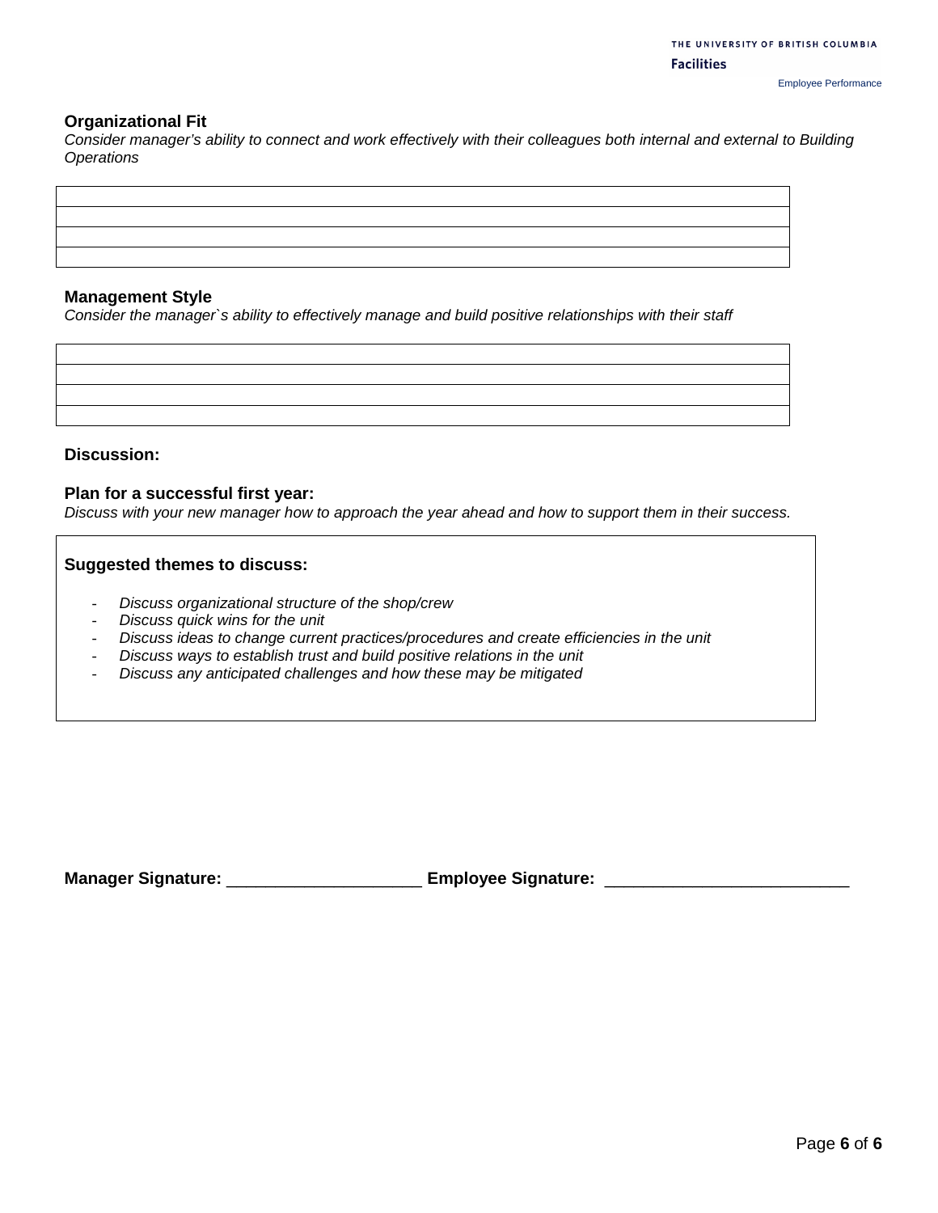### Organizational Fit

*Consider manager's ability to connect and work effectively with their colleagues both internal and external to Building Operations*

| |
|---|
| |
| |
| |

### Management Style

*Consider the manager`s ability to effectively manage and build positive relationships with their staff*

| |
|---|
| |
| |
| |

### Discussion:

### Plan for a successful first year:

*Discuss with your new manager how to approach the year ahead and how to support them in their success.*

**Suggested themes to discuss:**

- *Discuss organizational structure of the shop/crew*
- *Discuss quick wins for the unit*
- *Discuss ideas to change current practices/procedures and create efficiencies in the unit*
- *Discuss ways to establish trust and build positive relations in the unit*
- *Discuss any anticipated challenges and how these may be mitigated*

**Manager Signature:** _____________________ **Employee Signature:** __________________________